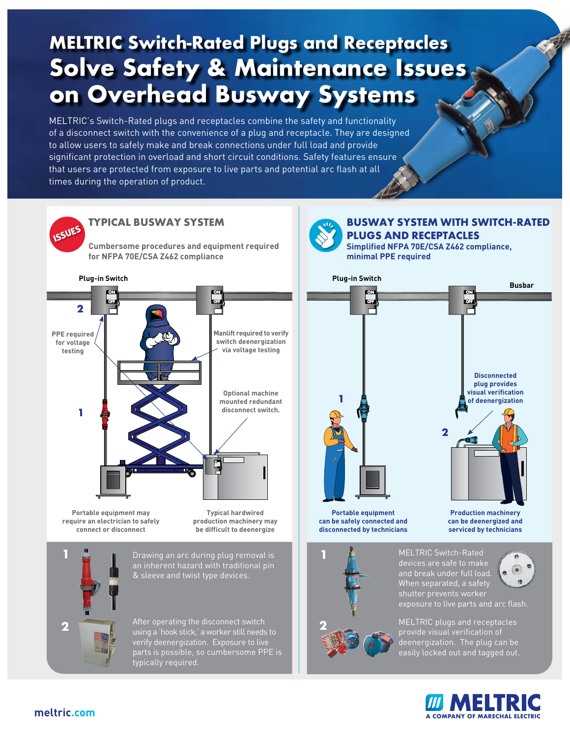# MELTRIC Switch-Rated Plugs and Receptacles Solve Safety & Maintenance Issues on Overhead Busway Systems

MELTRIC's Switch-Rated plugs and receptacles combine the safety and functionality of a disconnect switch with the convenience of a plug and receptacle. They are designed to allow users to safely make and break connections under full load and provide significant protection in overload and short circuit conditions. Safety features ensure that users are protected from exposure to live parts and potential arc flash at all times during the operation of product.

## ISSUES — TYPICAL BUSWAY SYSTEM

**Cumbersome procedures and equipment required for NFPA 70E/CSA Z462 compliance**

Plug-in Switch

2 — PPE required for voltage testing

Manlift required to verify switch deenergization via voltage testing

Optional machine mounted redundant disconnect switch.

1

Portable equipment may require an electrician to safely connect or disconnect

Typical hardwired production machinery may be difficult to deenergize

**1** Drawing an arc during plug removal is an inherent hazard with traditional pin & sleeve and twist type devices.

**2** After operating the disconnect switch using a 'hook stick,' a worker still needs to verify deenergization. Exposure to live parts is possible, so cumbersome PPE is typically required.

## BUSWAY SYSTEM WITH SWITCH-RATED PLUGS AND RECEPTACLES

**Simplified NFPA 70E/CSA Z462 compliance, minimal PPE required**

Plug-in Switch

Busbar

1

Disconnected plug provides visual verification of deenergization

2

Portable equipment can be safely connected and disconnected by technicians

Production machinery can be deenergized and serviced by technicians

**1** MELTRIC Switch-Rated devices are safe to make and break under full load. When separated, a safety shutter prevents worker exposure to live parts and arc flash.

**2** MELTRIC plugs and receptacles provide visual verification of deenergization. The plug can be easily locked out and tagged out.

meltric.com

MELTRIC — A COMPANY OF MARECHAL ELECTRIC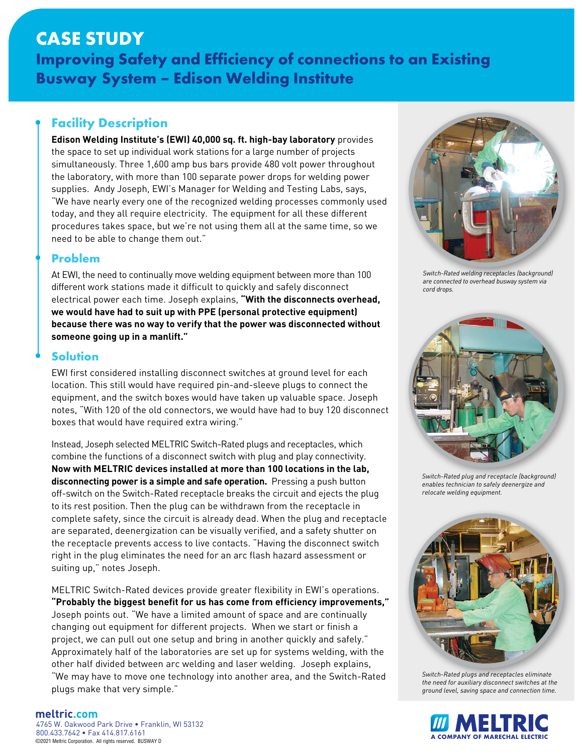# CASE STUDY

## Improving Safety and Efficiency of connections to an Existing Busway System – Edison Welding Institute

### Facility Description

**Edison Welding Institute's (EWI) 40,000 sq. ft. high-bay laboratory** provides the space to set up individual work stations for a large number of projects simultaneously. Three 1,600 amp bus bars provide 480 volt power throughout the laboratory, with more than 100 separate power drops for welding power supplies. Andy Joseph, EWI's Manager for Welding and Testing Labs, says, "We have nearly every one of the recognized welding processes commonly used today, and they all require electricity. The equipment for all these different procedures takes space, but we're not using them all at the same time, so we need to be able to change them out."

### Problem

At EWI, the need to continually move welding equipment between more than 100 different work stations made it difficult to quickly and safely disconnect electrical power each time. Joseph explains, **"With the disconnects overhead, we would have had to suit up with PPE (personal protective equipment) because there was no way to verify that the power was disconnected without someone going up in a manlift."**

### Solution

EWI first considered installing disconnect switches at ground level for each location. This still would have required pin-and-sleeve plugs to connect the equipment, and the switch boxes would have taken up valuable space. Joseph notes, "With 120 of the old connectors, we would have had to buy 120 disconnect boxes that would have required extra wiring."

Instead, Joseph selected MELTRIC Switch-Rated plugs and receptacles, which combine the functions of a disconnect switch with plug and play connectivity. **Now with MELTRIC devices installed at more than 100 locations in the lab, disconnecting power is a simple and safe operation.** Pressing a push button off-switch on the Switch-Rated receptacle breaks the circuit and ejects the plug to its rest position. Then the plug can be withdrawn from the receptacle in complete safety, since the circuit is already dead. When the plug and receptacle are separated, deenergization can be visually verified, and a safety shutter on the receptacle prevents access to live contacts. "Having the disconnect switch right in the plug eliminates the need for an arc flash hazard assessment or suiting up," notes Joseph.

MELTRIC Switch-Rated devices provide greater flexibility in EWI's operations. **"Probably the biggest benefit for us has come from efficiency improvements,"** Joseph points out. "We have a limited amount of space and are continually changing out equipment for different projects. When we start or finish a project, we can pull out one setup and bring in another quickly and safely." Approximately half of the laboratories are set up for systems welding, with the other half divided between arc welding and laser welding. Joseph explains, "We may have to move one technology into another area, and the Switch-Rated plugs make that very simple."

*Switch-Rated welding receptacles (background) are connected to overhead busway system via cord drops.*

*Switch-Rated plug and receptacle (background) enables technician to safely deenergize and relocate welding equipment.*

*Switch-Rated plugs and receptacles eliminate the need for auxiliary disconnect switches at the ground level, saving space and connection time.*

**meltric.com**
4765 W. Oakwood Park Drive • Franklin, WI 53132
800.433.7642 • Fax 414.817.6161
©2021 Meltric Corporation. All rights reserved. BUSWAY D

MELTRIC
A COMPANY OF MARECHAL ELECTRIC